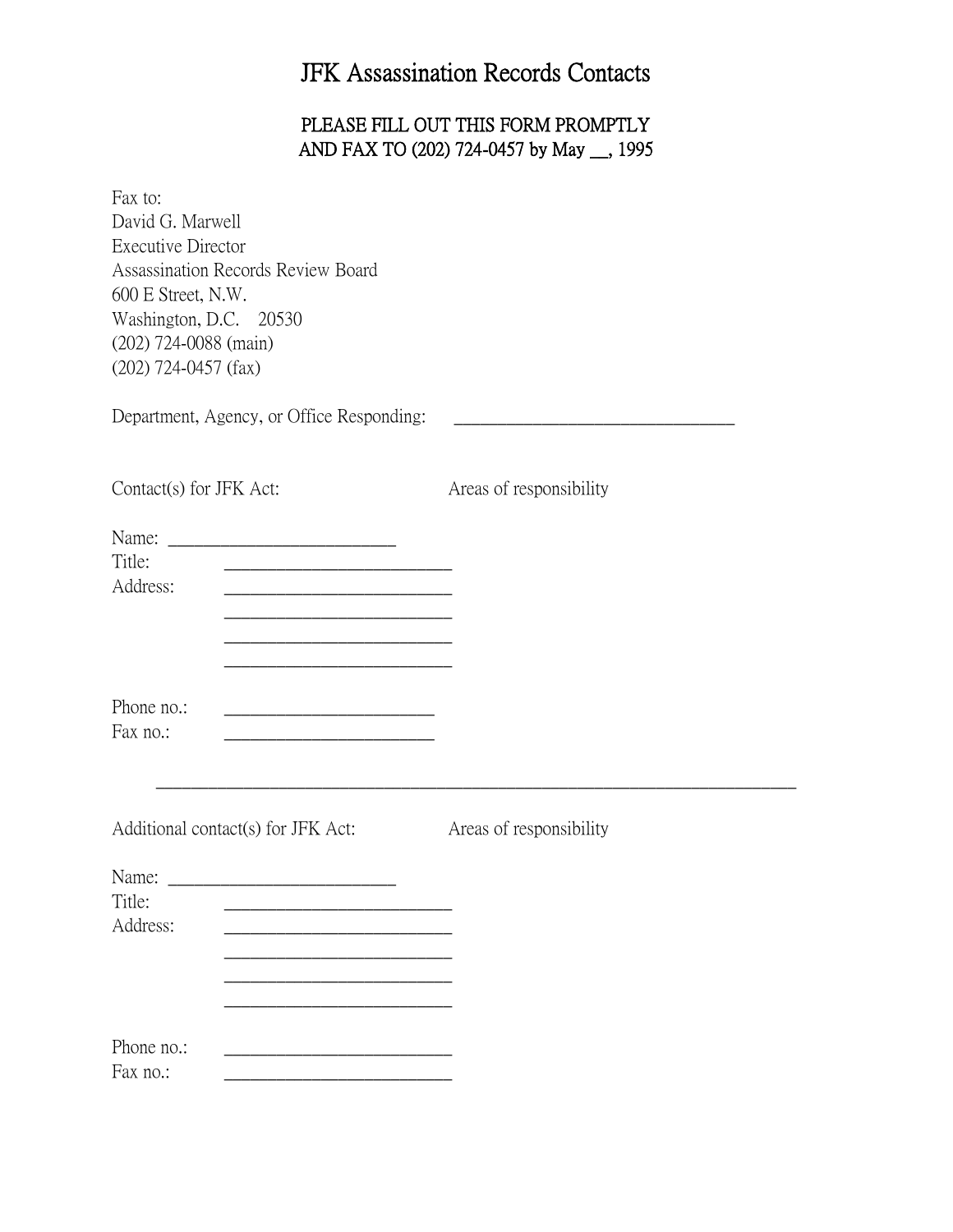# JFK Assassination Records Contacts

**PLEASE FILL OUT THIS FORM PROMPTLY**
**AND FAX TO (202) 724-0457 by May __, 1995**

Fax to:
David G. Marwell
Executive Director
Assassination Records Review Board
600 E Street, N.W.
Washington, D.C. 20530
(202) 724-0088 (main)
(202) 724-0457 (fax)

Department, Agency, or Office Responding: ______________________________

Contact(s) for JFK Act: Areas of responsibility

Name: ________________________
Title: ________________________
Address: ________________________
________________________
________________________
________________________

Phone no.: ______________________
Fax no.: ______________________

---

Additional contact(s) for JFK Act: Areas of responsibility

Name: ________________________
Title: ________________________
Address: ________________________
________________________
________________________
________________________

Phone no.: ________________________
Fax no.: ________________________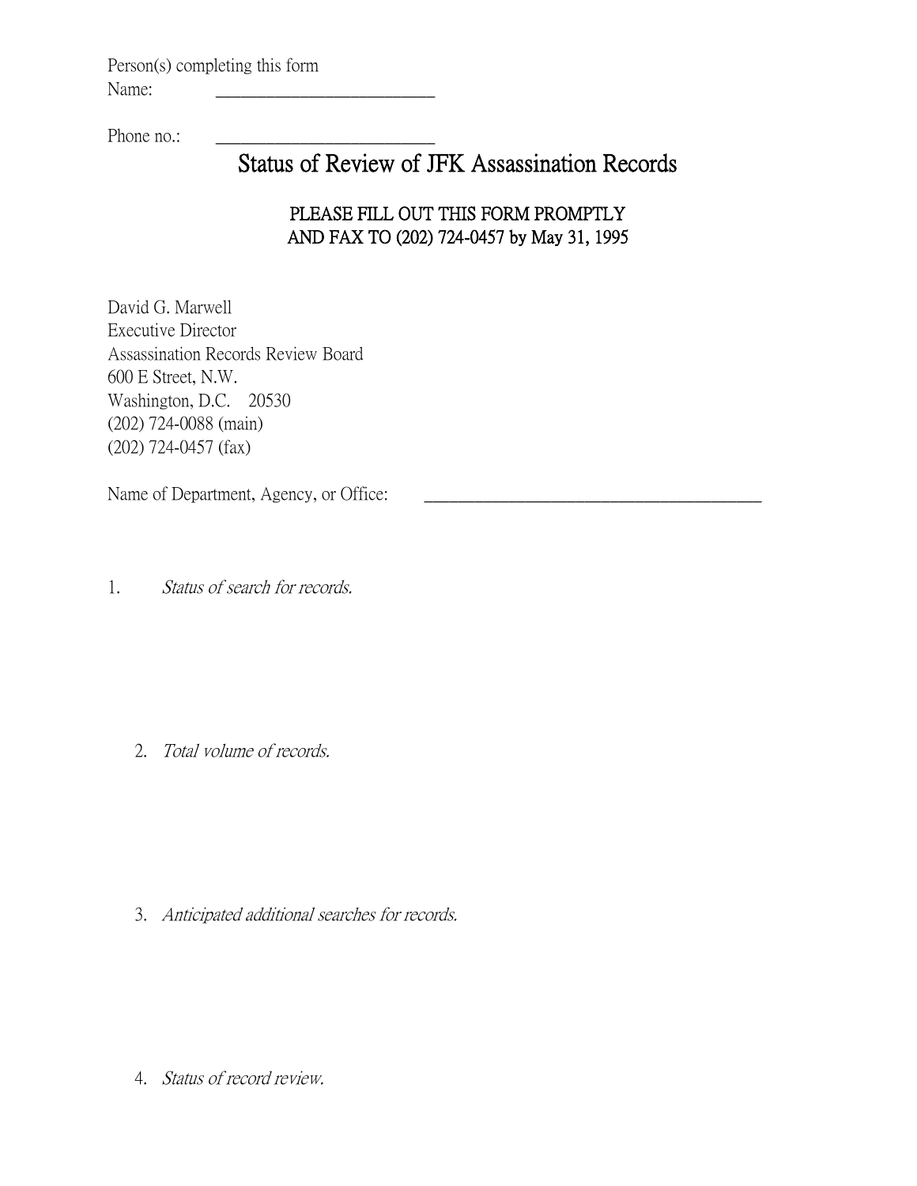Person(s) completing this form
Name: ___________________________

Phone no.: ___________________________

# Status of Review of JFK Assassination Records

PLEASE FILL OUT THIS FORM PROMPTLY
AND FAX TO (202) 724-0457 by May 31, 1995

David G. Marwell
Executive Director
Assassination Records Review Board
600 E Street, N.W.
Washington, D.C. 20530
(202) 724-0088 (main)
(202) 724-0457 (fax)

Name of Department, Agency, or Office: _________________________________________

1. *Status of search for records.*

2. *Total volume of records.*

3. *Anticipated additional searches for records.*

4. *Status of record review.*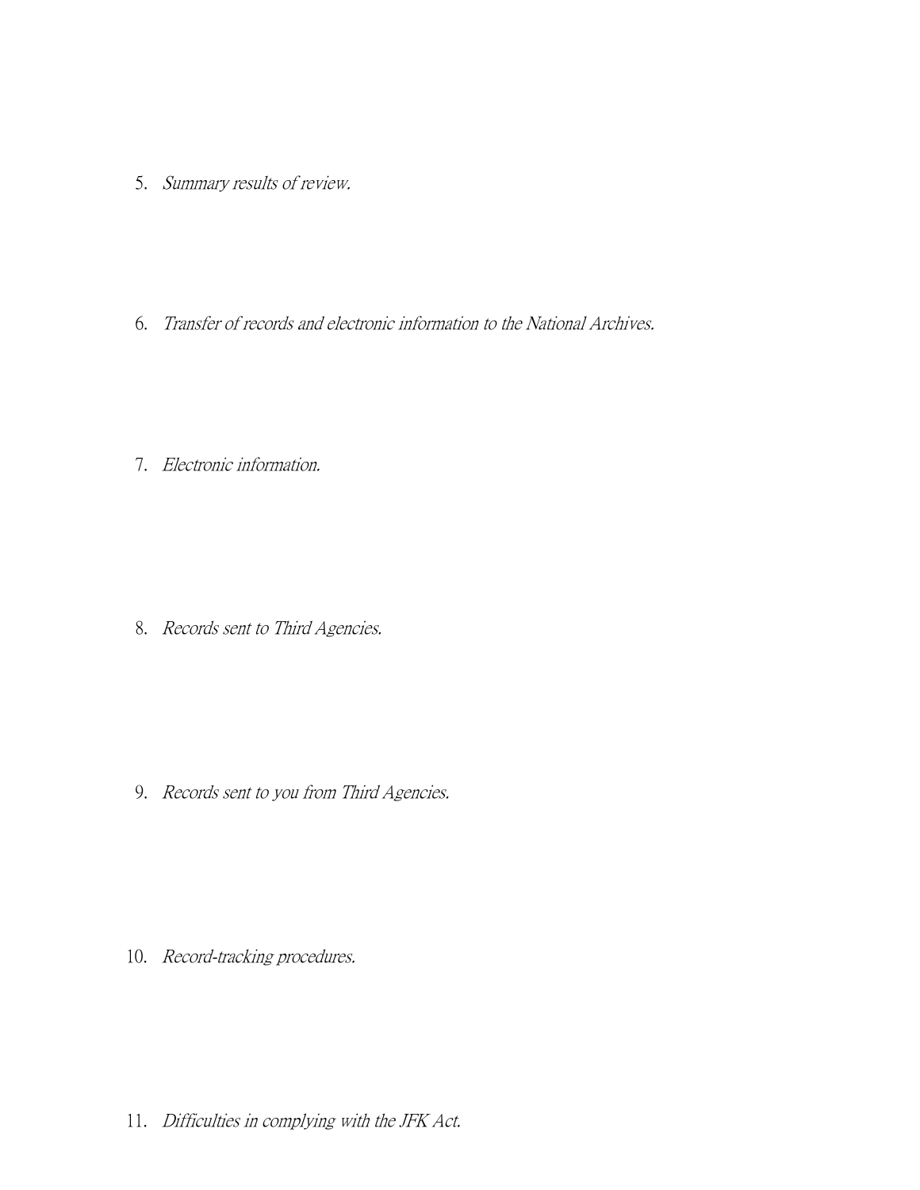5. *Summary results of review.*

6. *Transfer of records and electronic information to the National Archives.*

7. *Electronic information.*

8. *Records sent to Third Agencies.*

9. *Records sent to you from Third Agencies.*

10. *Record-tracking procedures.*

11. *Difficulties in complying with the JFK Act.*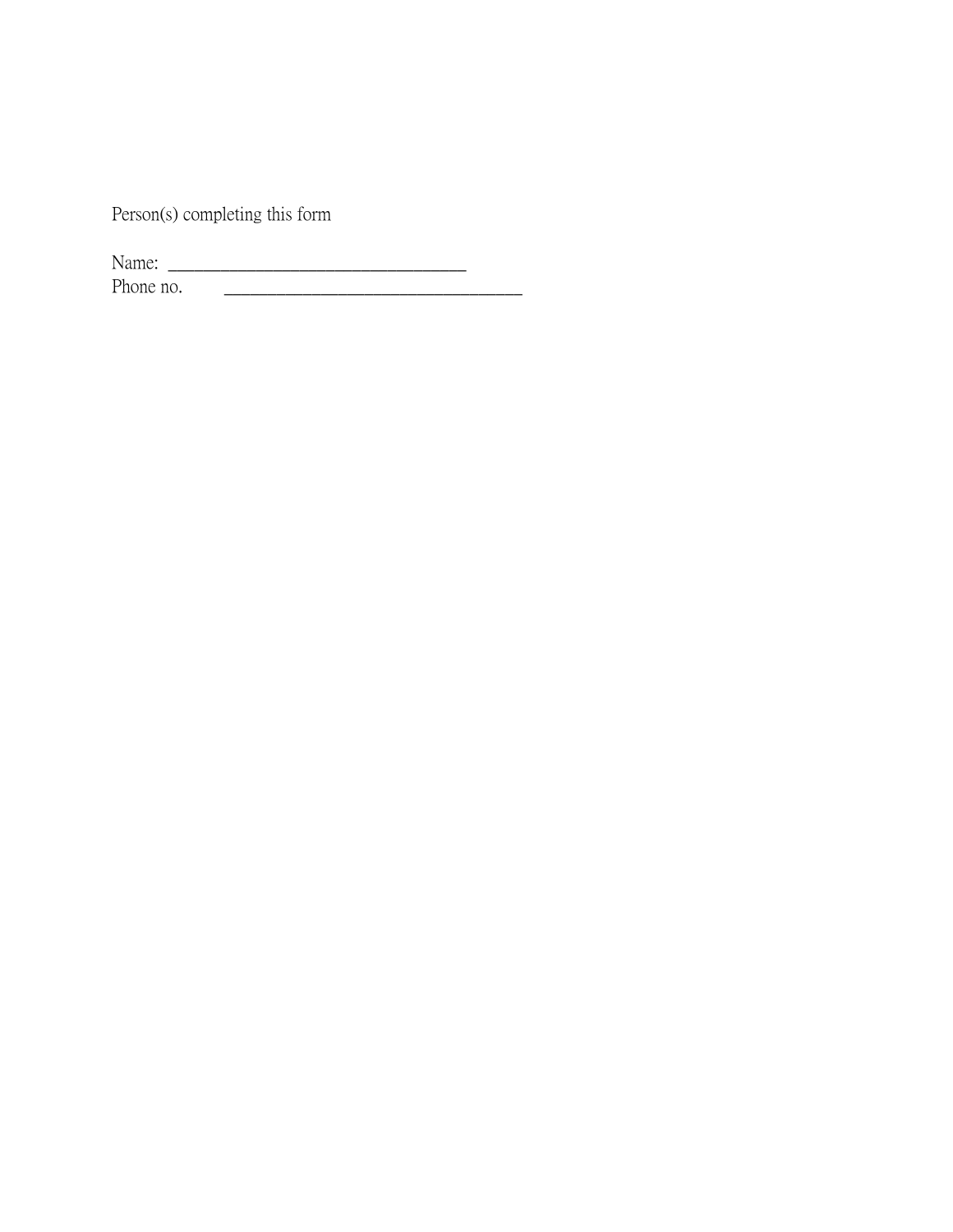Person(s) completing this form

Name: ________________________________

Phone no. ________________________________